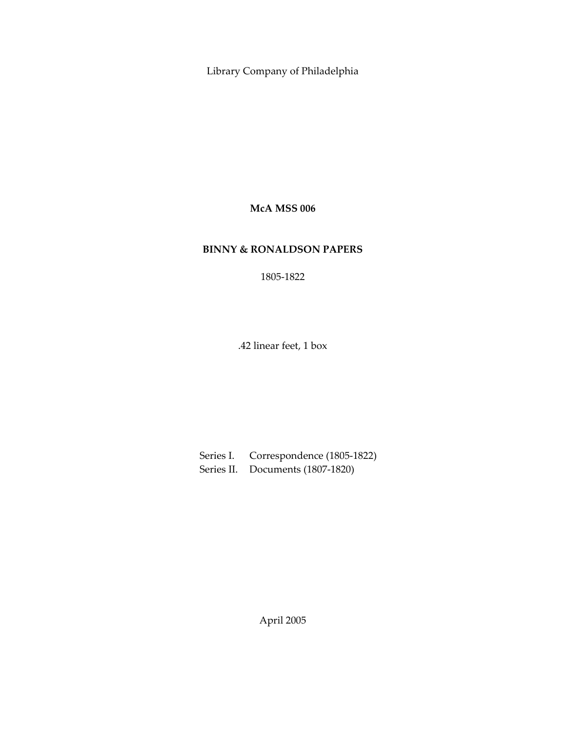Library Company of Philadelphia

**McA MSS 006**

# BINNY & RONALDSON PAPERS

1805-1822

.42 linear feet, 1 box

Series I. Correspondence (1805-1822)
Series II. Documents (1807-1820)

April 2005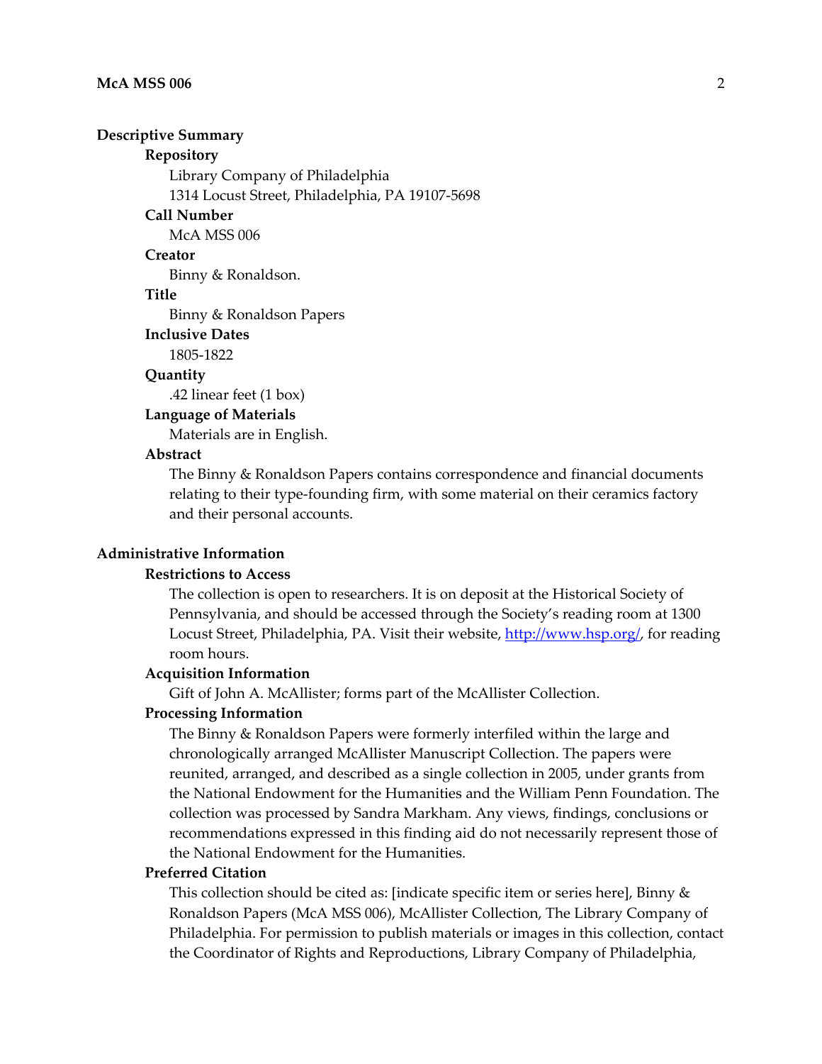## Descriptive Summary

### Repository

Library Company of Philadelphia
1314 Locust Street, Philadelphia, PA 19107-5698

### Call Number

McA MSS 006

### Creator

Binny & Ronaldson.

### Title

Binny & Ronaldson Papers

### Inclusive Dates

1805-1822

### Quantity

.42 linear feet (1 box)

### Language of Materials

Materials are in English.

### Abstract

The Binny & Ronaldson Papers contains correspondence and financial documents relating to their type-founding firm, with some material on their ceramics factory and their personal accounts.

## Administrative Information

### Restrictions to Access

The collection is open to researchers. It is on deposit at the Historical Society of Pennsylvania, and should be accessed through the Society's reading room at 1300 Locust Street, Philadelphia, PA. Visit their website, http://www.hsp.org/, for reading room hours.

### Acquisition Information

Gift of John A. McAllister; forms part of the McAllister Collection.

### Processing Information

The Binny & Ronaldson Papers were formerly interfiled within the large and chronologically arranged McAllister Manuscript Collection. The papers were reunited, arranged, and described as a single collection in 2005, under grants from the National Endowment for the Humanities and the William Penn Foundation. The collection was processed by Sandra Markham. Any views, findings, conclusions or recommendations expressed in this finding aid do not necessarily represent those of the National Endowment for the Humanities.

### Preferred Citation

This collection should be cited as: [indicate specific item or series here], Binny & Ronaldson Papers (McA MSS 006), McAllister Collection, The Library Company of Philadelphia. For permission to publish materials or images in this collection, contact the Coordinator of Rights and Reproductions, Library Company of Philadelphia,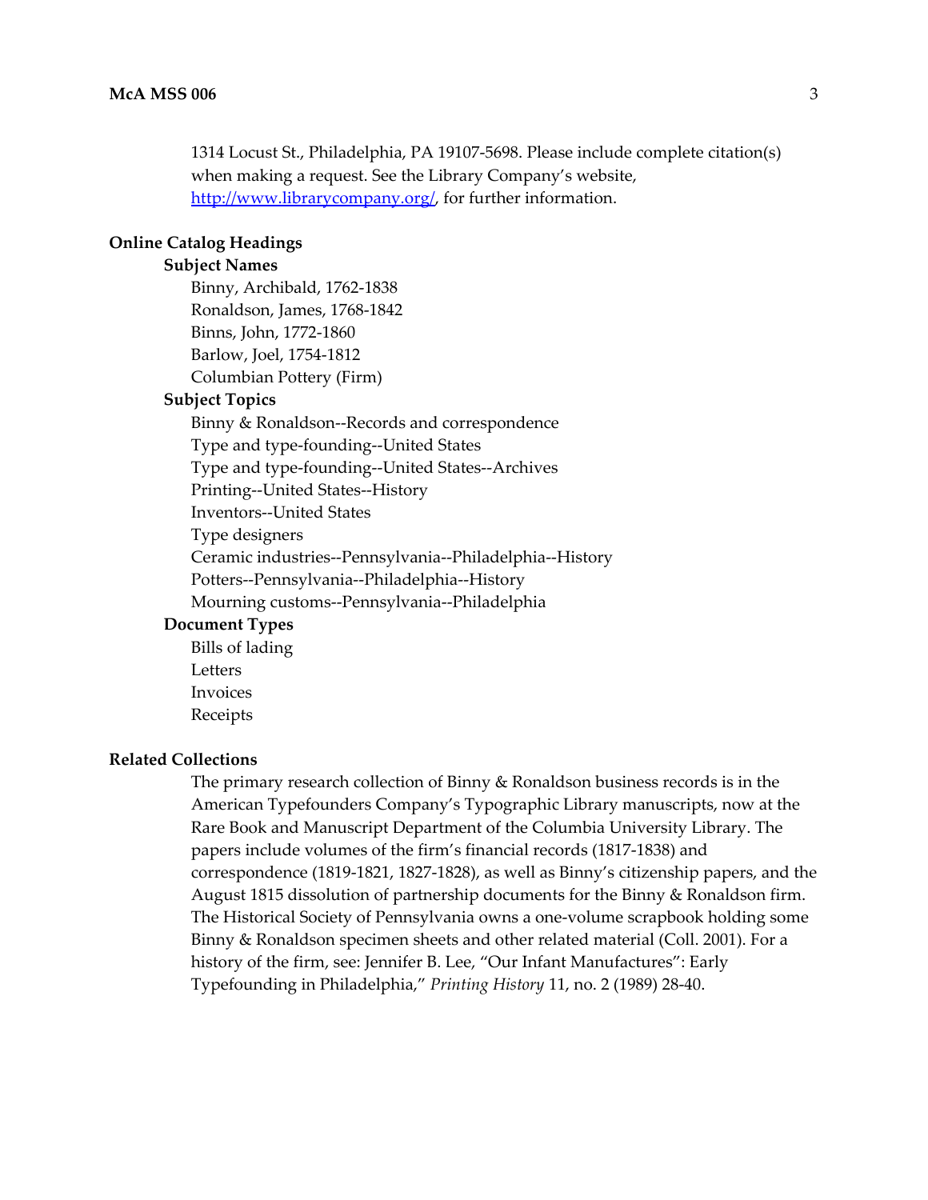1314 Locust St., Philadelphia, PA 19107-5698. Please include complete citation(s) when making a request. See the Library Company's website, http://www.librarycompany.org/, for further information.

## Online Catalog Headings

### Subject Names

Binny, Archibald, 1762-1838
Ronaldson, James, 1768-1842
Binns, John, 1772-1860
Barlow, Joel, 1754-1812
Columbian Pottery (Firm)

### Subject Topics

Binny & Ronaldson--Records and correspondence
Type and type-founding--United States
Type and type-founding--United States--Archives
Printing--United States--History
Inventors--United States
Type designers
Ceramic industries--Pennsylvania--Philadelphia--History
Potters--Pennsylvania--Philadelphia--History
Mourning customs--Pennsylvania--Philadelphia

### Document Types

Bills of lading
Letters
Invoices
Receipts

## Related Collections

The primary research collection of Binny & Ronaldson business records is in the American Typefounders Company's Typographic Library manuscripts, now at the Rare Book and Manuscript Department of the Columbia University Library. The papers include volumes of the firm's financial records (1817-1838) and correspondence (1819-1821, 1827-1828), as well as Binny's citizenship papers, and the August 1815 dissolution of partnership documents for the Binny & Ronaldson firm. The Historical Society of Pennsylvania owns a one-volume scrapbook holding some Binny & Ronaldson specimen sheets and other related material (Coll. 2001). For a history of the firm, see: Jennifer B. Lee, "Our Infant Manufactures": Early Typefounding in Philadelphia," *Printing History* 11, no. 2 (1989) 28-40.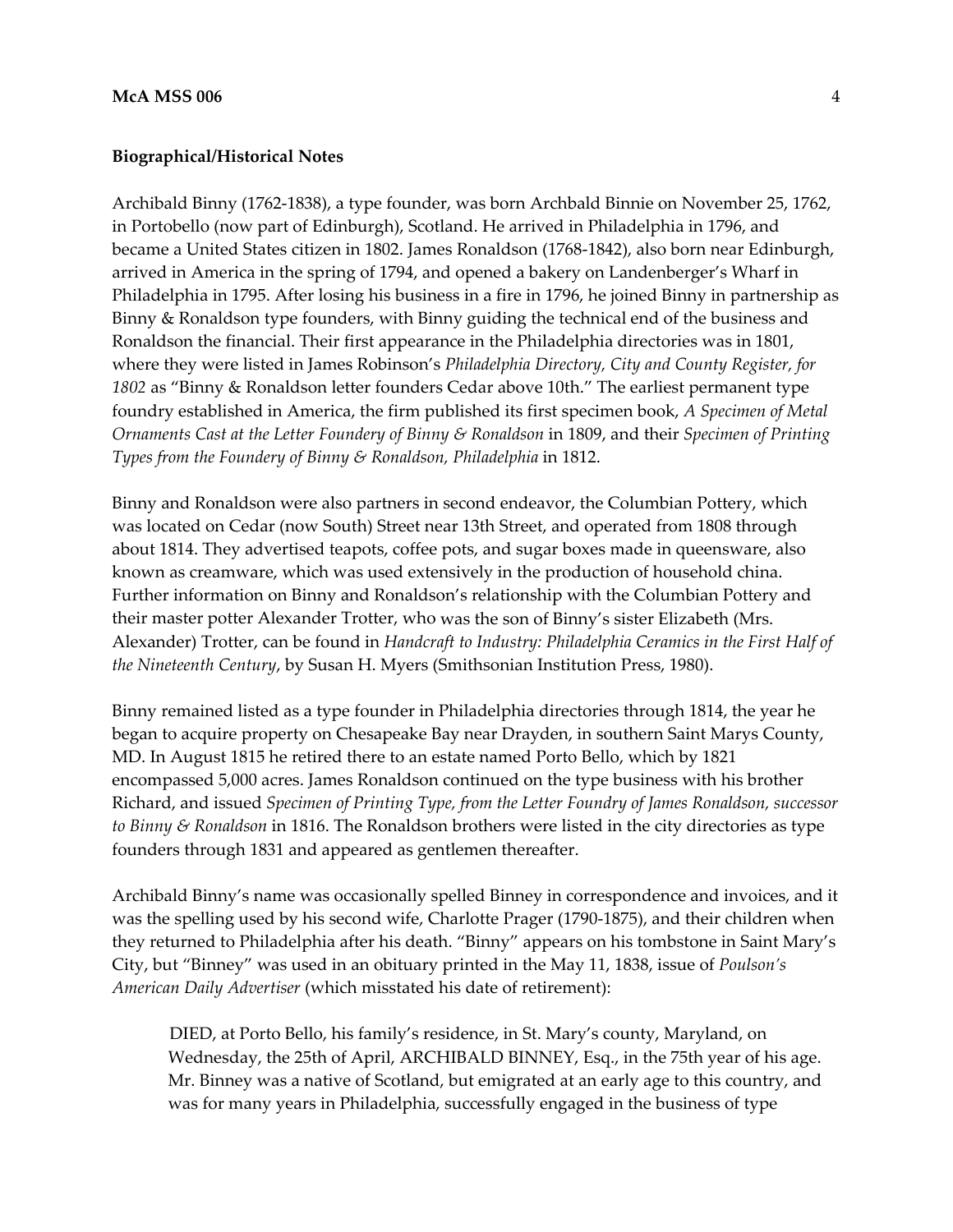**Biographical/Historical Notes**

Archibald Binny (1762-1838), a type founder, was born Archbald Binnie on November 25, 1762, in Portobello (now part of Edinburgh), Scotland. He arrived in Philadelphia in 1796, and became a United States citizen in 1802. James Ronaldson (1768-1842), also born near Edinburgh, arrived in America in the spring of 1794, and opened a bakery on Landenberger's Wharf in Philadelphia in 1795. After losing his business in a fire in 1796, he joined Binny in partnership as Binny & Ronaldson type founders, with Binny guiding the technical end of the business and Ronaldson the financial. Their first appearance in the Philadelphia directories was in 1801, where they were listed in James Robinson's *Philadelphia Directory, City and County Register, for 1802* as "Binny & Ronaldson letter founders Cedar above 10th." The earliest permanent type foundry established in America, the firm published its first specimen book, *A Specimen of Metal Ornaments Cast at the Letter Foundery of Binny & Ronaldson* in 1809, and their *Specimen of Printing Types from the Foundery of Binny & Ronaldson, Philadelphia* in 1812.

Binny and Ronaldson were also partners in second endeavor, the Columbian Pottery, which was located on Cedar (now South) Street near 13th Street, and operated from 1808 through about 1814. They advertised teapots, coffee pots, and sugar boxes made in queensware, also known as creamware, which was used extensively in the production of household china. Further information on Binny and Ronaldson's relationship with the Columbian Pottery and their master potter Alexander Trotter, who was the son of Binny's sister Elizabeth (Mrs. Alexander) Trotter, can be found in *Handcraft to Industry: Philadelphia Ceramics in the First Half of the Nineteenth Century*, by Susan H. Myers (Smithsonian Institution Press, 1980).

Binny remained listed as a type founder in Philadelphia directories through 1814, the year he began to acquire property on Chesapeake Bay near Drayden, in southern Saint Marys County, MD. In August 1815 he retired there to an estate named Porto Bello, which by 1821 encompassed 5,000 acres. James Ronaldson continued on the type business with his brother Richard, and issued *Specimen of Printing Type, from the Letter Foundry of James Ronaldson, successor to Binny & Ronaldson* in 1816. The Ronaldson brothers were listed in the city directories as type founders through 1831 and appeared as gentlemen thereafter.

Archibald Binny's name was occasionally spelled Binney in correspondence and invoices, and it was the spelling used by his second wife, Charlotte Prager (1790-1875), and their children when they returned to Philadelphia after his death. "Binny" appears on his tombstone in Saint Mary's City, but "Binney" was used in an obituary printed in the May 11, 1838, issue of *Poulson's American Daily Advertiser* (which misstated his date of retirement):

> DIED, at Porto Bello, his family's residence, in St. Mary's county, Maryland, on Wednesday, the 25th of April, ARCHIBALD BINNEY, Esq., in the 75th year of his age. Mr. Binney was a native of Scotland, but emigrated at an early age to this country, and was for many years in Philadelphia, successfully engaged in the business of type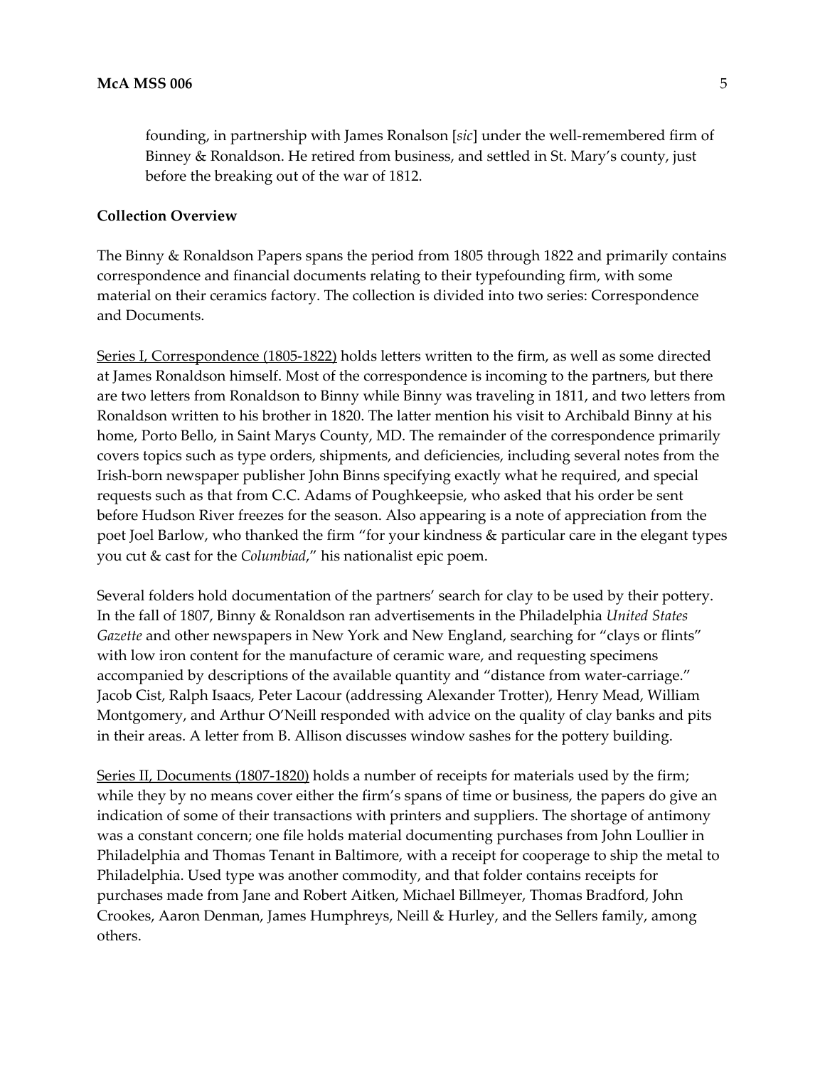> founding, in partnership with James Ronalson [*sic*] under the well-remembered firm of Binney & Ronaldson. He retired from business, and settled in St. Mary's county, just before the breaking out of the war of 1812.

**Collection Overview**

The Binny & Ronaldson Papers spans the period from 1805 through 1822 and primarily contains correspondence and financial documents relating to their typefounding firm, with some material on their ceramics factory. The collection is divided into two series: Correspondence and Documents.

<u>Series I, Correspondence (1805-1822)</u> holds letters written to the firm, as well as some directed at James Ronaldson himself. Most of the correspondence is incoming to the partners, but there are two letters from Ronaldson to Binny while Binny was traveling in 1811, and two letters from Ronaldson written to his brother in 1820. The latter mention his visit to Archibald Binny at his home, Porto Bello, in Saint Marys County, MD. The remainder of the correspondence primarily covers topics such as type orders, shipments, and deficiencies, including several notes from the Irish-born newspaper publisher John Binns specifying exactly what he required, and special requests such as that from C.C. Adams of Poughkeepsie, who asked that his order be sent before Hudson River freezes for the season. Also appearing is a note of appreciation from the poet Joel Barlow, who thanked the firm "for your kindness & particular care in the elegant types you cut & cast for the *Columbiad*," his nationalist epic poem.

Several folders hold documentation of the partners' search for clay to be used by their pottery. In the fall of 1807, Binny & Ronaldson ran advertisements in the Philadelphia *United States Gazette* and other newspapers in New York and New England, searching for "clays or flints" with low iron content for the manufacture of ceramic ware, and requesting specimens accompanied by descriptions of the available quantity and "distance from water-carriage." Jacob Cist, Ralph Isaacs, Peter Lacour (addressing Alexander Trotter), Henry Mead, William Montgomery, and Arthur O'Neill responded with advice on the quality of clay banks and pits in their areas. A letter from B. Allison discusses window sashes for the pottery building.

<u>Series II, Documents (1807-1820)</u> holds a number of receipts for materials used by the firm; while they by no means cover either the firm's spans of time or business, the papers do give an indication of some of their transactions with printers and suppliers. The shortage of antimony was a constant concern; one file holds material documenting purchases from John Loullier in Philadelphia and Thomas Tenant in Baltimore, with a receipt for cooperage to ship the metal to Philadelphia. Used type was another commodity, and that folder contains receipts for purchases made from Jane and Robert Aitken, Michael Billmeyer, Thomas Bradford, John Crookes, Aaron Denman, James Humphreys, Neill & Hurley, and the Sellers family, among others.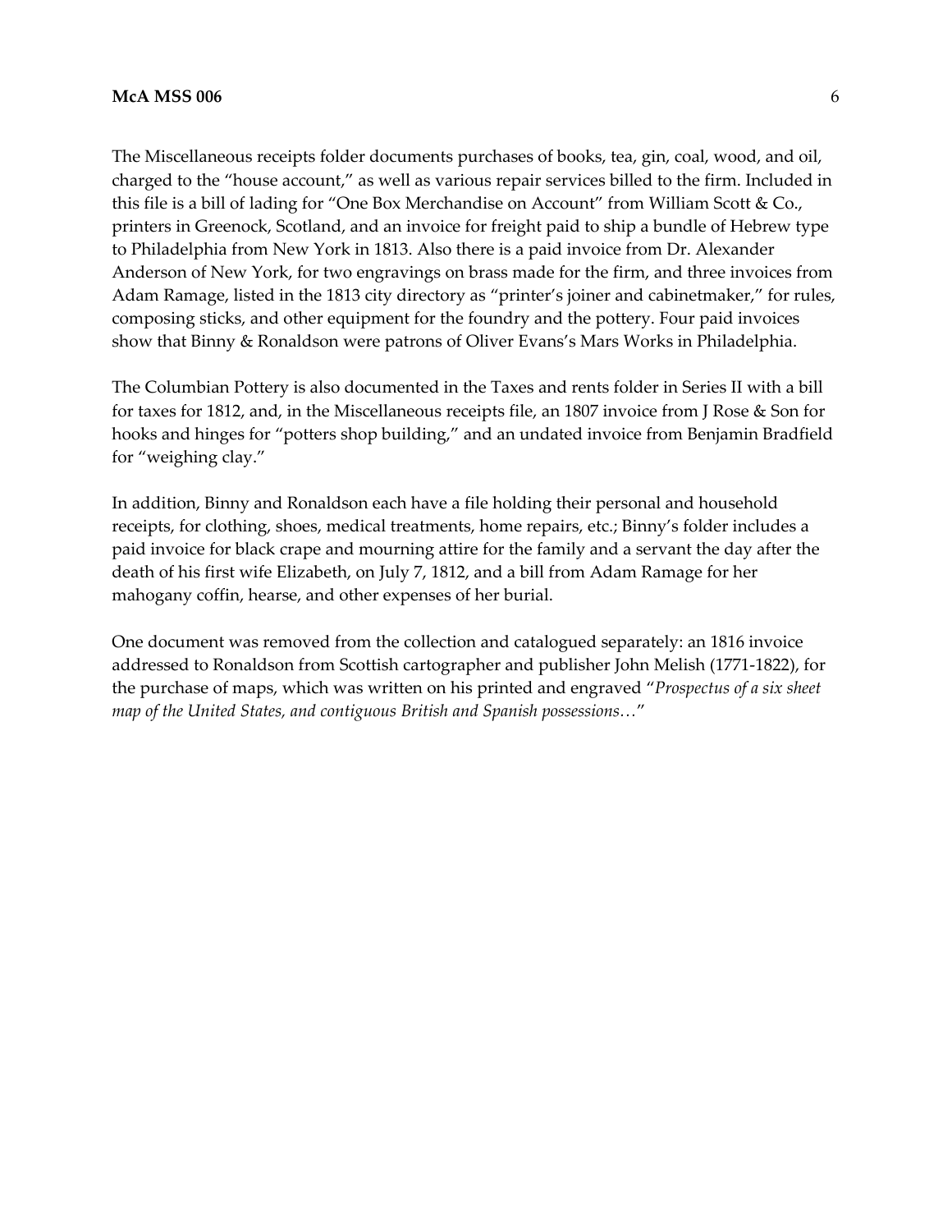The Miscellaneous receipts folder documents purchases of books, tea, gin, coal, wood, and oil, charged to the "house account," as well as various repair services billed to the firm. Included in this file is a bill of lading for "One Box Merchandise on Account" from William Scott & Co., printers in Greenock, Scotland, and an invoice for freight paid to ship a bundle of Hebrew type to Philadelphia from New York in 1813. Also there is a paid invoice from Dr. Alexander Anderson of New York, for two engravings on brass made for the firm, and three invoices from Adam Ramage, listed in the 1813 city directory as "printer's joiner and cabinetmaker," for rules, composing sticks, and other equipment for the foundry and the pottery. Four paid invoices show that Binny & Ronaldson were patrons of Oliver Evans's Mars Works in Philadelphia.

The Columbian Pottery is also documented in the Taxes and rents folder in Series II with a bill for taxes for 1812, and, in the Miscellaneous receipts file, an 1807 invoice from J Rose & Son for hooks and hinges for "potters shop building," and an undated invoice from Benjamin Bradfield for "weighing clay."

In addition, Binny and Ronaldson each have a file holding their personal and household receipts, for clothing, shoes, medical treatments, home repairs, etc.; Binny's folder includes a paid invoice for black crape and mourning attire for the family and a servant the day after the death of his first wife Elizabeth, on July 7, 1812, and a bill from Adam Ramage for her mahogany coffin, hearse, and other expenses of her burial.

One document was removed from the collection and catalogued separately: an 1816 invoice addressed to Ronaldson from Scottish cartographer and publisher John Melish (1771-1822), for the purchase of maps, which was written on his printed and engraved "*Prospectus of a six sheet map of the United States, and contiguous British and Spanish possessions…*"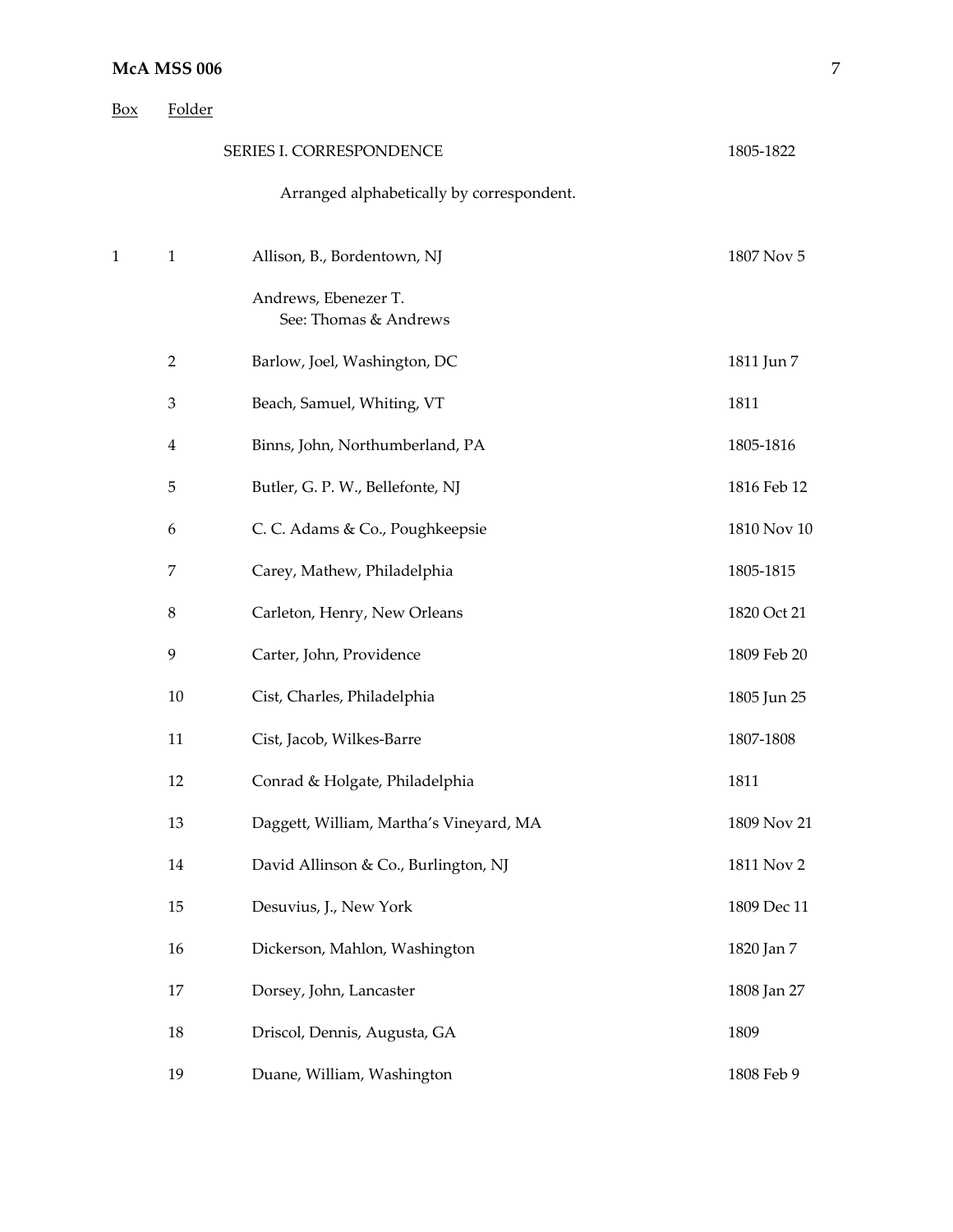| Box | Folder | | |
|---|---|---|---|
| | | SERIES I. CORRESPONDENCE | 1805-1822 |
| | | Arranged alphabetically by correspondent. | |
| 1 | 1 | Allison, B., Bordentown, NJ | 1807 Nov 5 |
| | | Andrews, Ebenezer T. See: Thomas & Andrews | |
| | 2 | Barlow, Joel, Washington, DC | 1811 Jun 7 |
| | 3 | Beach, Samuel, Whiting, VT | 1811 |
| | 4 | Binns, John, Northumberland, PA | 1805-1816 |
| | 5 | Butler, G. P. W., Bellefonte, NJ | 1816 Feb 12 |
| | 6 | C. C. Adams & Co., Poughkeepsie | 1810 Nov 10 |
| | 7 | Carey, Mathew, Philadelphia | 1805-1815 |
| | 8 | Carleton, Henry, New Orleans | 1820 Oct 21 |
| | 9 | Carter, John, Providence | 1809 Feb 20 |
| | 10 | Cist, Charles, Philadelphia | 1805 Jun 25 |
| | 11 | Cist, Jacob, Wilkes-Barre | 1807-1808 |
| | 12 | Conrad & Holgate, Philadelphia | 1811 |
| | 13 | Daggett, William, Martha's Vineyard, MA | 1809 Nov 21 |
| | 14 | David Allinson & Co., Burlington, NJ | 1811 Nov 2 |
| | 15 | Desuvius, J., New York | 1809 Dec 11 |
| | 16 | Dickerson, Mahlon, Washington | 1820 Jan 7 |
| | 17 | Dorsey, John, Lancaster | 1808 Jan 27 |
| | 18 | Driscol, Dennis, Augusta, GA | 1809 |
| | 19 | Duane, William, Washington | 1808 Feb 9 |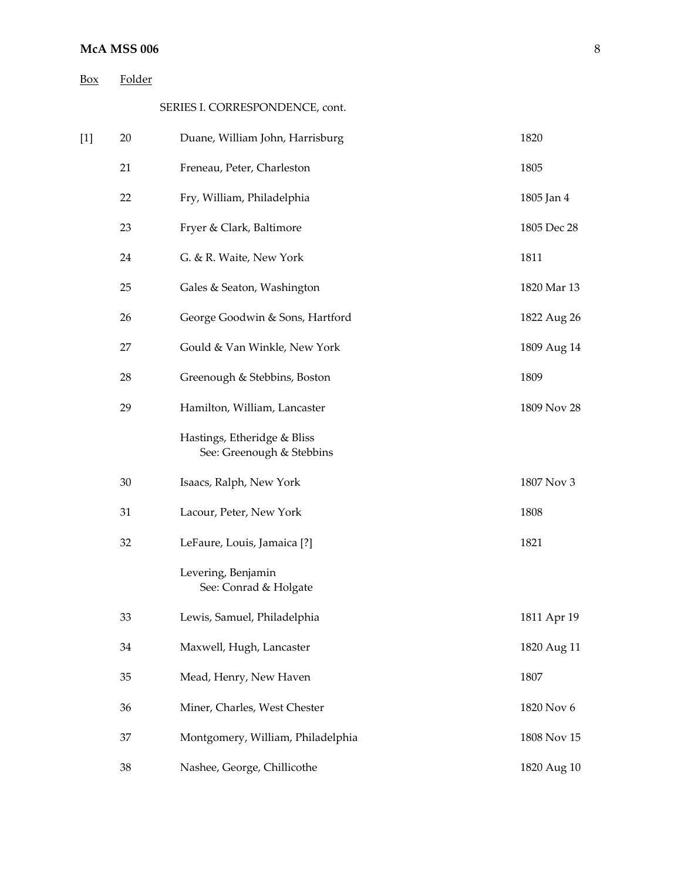| Box | Folder | | |
|---|---|---|---|
| | | SERIES I. CORRESPONDENCE, cont. | |
| [1] | 20 | Duane, William John, Harrisburg | 1820 |
| | 21 | Freneau, Peter, Charleston | 1805 |
| | 22 | Fry, William, Philadelphia | 1805 Jan 4 |
| | 23 | Fryer & Clark, Baltimore | 1805 Dec 28 |
| | 24 | G. & R. Waite, New York | 1811 |
| | 25 | Gales & Seaton, Washington | 1820 Mar 13 |
| | 26 | George Goodwin & Sons, Hartford | 1822 Aug 26 |
| | 27 | Gould & Van Winkle, New York | 1809 Aug 14 |
| | 28 | Greenough & Stebbins, Boston | 1809 |
| | 29 | Hamilton, William, Lancaster | 1809 Nov 28 |
| | | Hastings, Etheridge & Bliss<br>See: Greenough & Stebbins | |
| | 30 | Isaacs, Ralph, New York | 1807 Nov 3 |
| | 31 | Lacour, Peter, New York | 1808 |
| | 32 | LeFaure, Louis, Jamaica [?] | 1821 |
| | | Levering, Benjamin<br>See: Conrad & Holgate | |
| | 33 | Lewis, Samuel, Philadelphia | 1811 Apr 19 |
| | 34 | Maxwell, Hugh, Lancaster | 1820 Aug 11 |
| | 35 | Mead, Henry, New Haven | 1807 |
| | 36 | Miner, Charles, West Chester | 1820 Nov 6 |
| | 37 | Montgomery, William, Philadelphia | 1808 Nov 15 |
| | 38 | Nashee, George, Chillicothe | 1820 Aug 10 |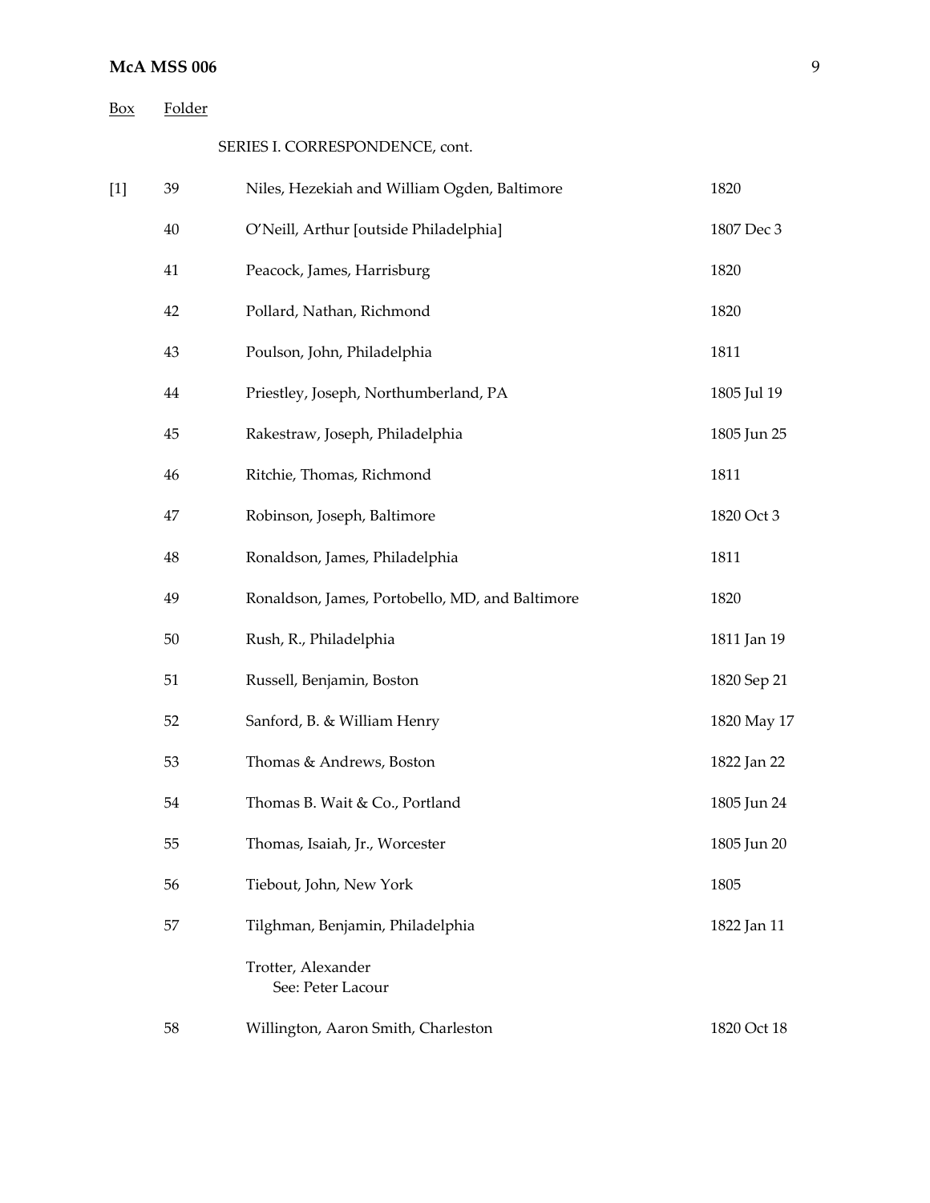| Box | Folder | | |
|---|---|---|---|
| | | SERIES I. CORRESPONDENCE, cont. | |
| [1] | 39 | Niles, Hezekiah and William Ogden, Baltimore | 1820 |
| | 40 | O'Neill, Arthur [outside Philadelphia] | 1807 Dec 3 |
| | 41 | Peacock, James, Harrisburg | 1820 |
| | 42 | Pollard, Nathan, Richmond | 1820 |
| | 43 | Poulson, John, Philadelphia | 1811 |
| | 44 | Priestley, Joseph, Northumberland, PA | 1805 Jul 19 |
| | 45 | Rakestraw, Joseph, Philadelphia | 1805 Jun 25 |
| | 46 | Ritchie, Thomas, Richmond | 1811 |
| | 47 | Robinson, Joseph, Baltimore | 1820 Oct 3 |
| | 48 | Ronaldson, James, Philadelphia | 1811 |
| | 49 | Ronaldson, James, Portobello, MD, and Baltimore | 1820 |
| | 50 | Rush, R., Philadelphia | 1811 Jan 19 |
| | 51 | Russell, Benjamin, Boston | 1820 Sep 21 |
| | 52 | Sanford, B. & William Henry | 1820 May 17 |
| | 53 | Thomas & Andrews, Boston | 1822 Jan 22 |
| | 54 | Thomas B. Wait & Co., Portland | 1805 Jun 24 |
| | 55 | Thomas, Isaiah, Jr., Worcester | 1805 Jun 20 |
| | 56 | Tiebout, John, New York | 1805 |
| | 57 | Tilghman, Benjamin, Philadelphia | 1822 Jan 11 |
| | | Trotter, Alexander<br>See: Peter Lacour | |
| | 58 | Willington, Aaron Smith, Charleston | 1820 Oct 18 |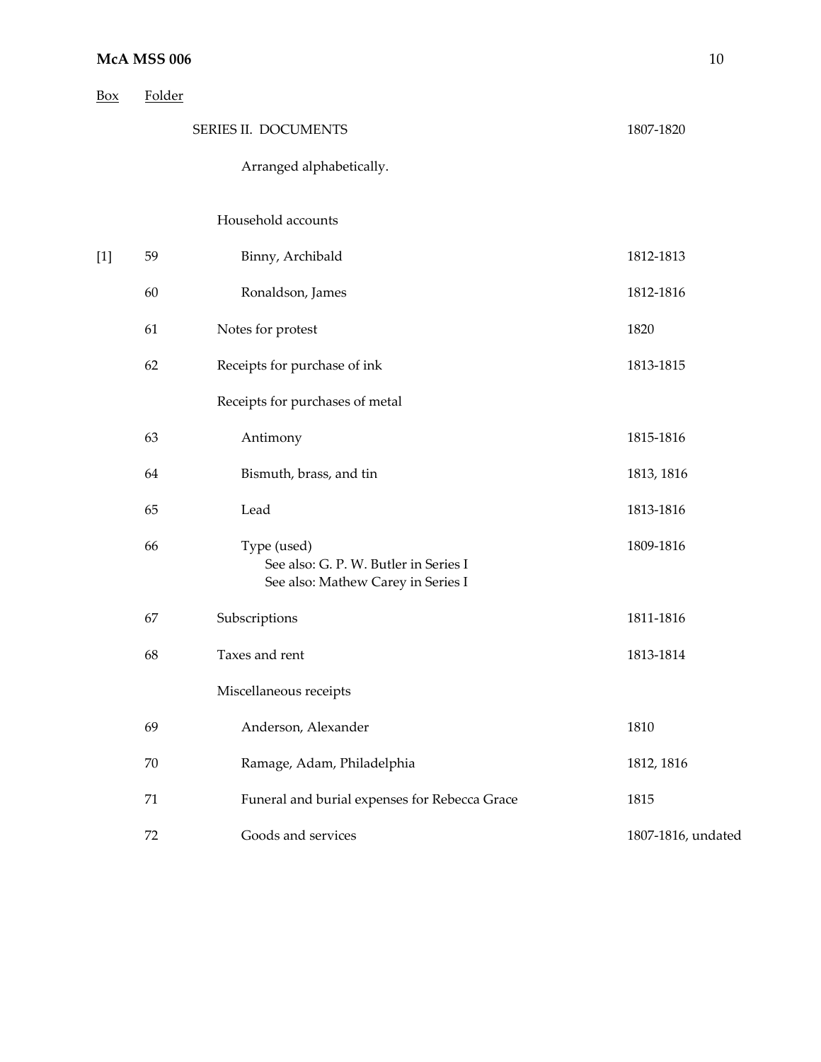| Box | Folder | | |
|---|---|---|---|
| | | SERIES II. DOCUMENTS | 1807-1820 |
| | | Arranged alphabetically. | |
| | | Household accounts | |
| [1] | 59 | Binny, Archibald | 1812-1813 |
| | 60 | Ronaldson, James | 1812-1816 |
| | 61 | Notes for protest | 1820 |
| | 62 | Receipts for purchase of ink | 1813-1815 |
| | | Receipts for purchases of metal | |
| | 63 | Antimony | 1815-1816 |
| | 64 | Bismuth, brass, and tin | 1813, 1816 |
| | 65 | Lead | 1813-1816 |
| | 66 | Type (used)<br>See also: G. P. W. Butler in Series I<br>See also: Mathew Carey in Series I | 1809-1816 |
| | 67 | Subscriptions | 1811-1816 |
| | 68 | Taxes and rent | 1813-1814 |
| | | Miscellaneous receipts | |
| | 69 | Anderson, Alexander | 1810 |
| | 70 | Ramage, Adam, Philadelphia | 1812, 1816 |
| | 71 | Funeral and burial expenses for Rebecca Grace | 1815 |
| | 72 | Goods and services | 1807-1816, undated |